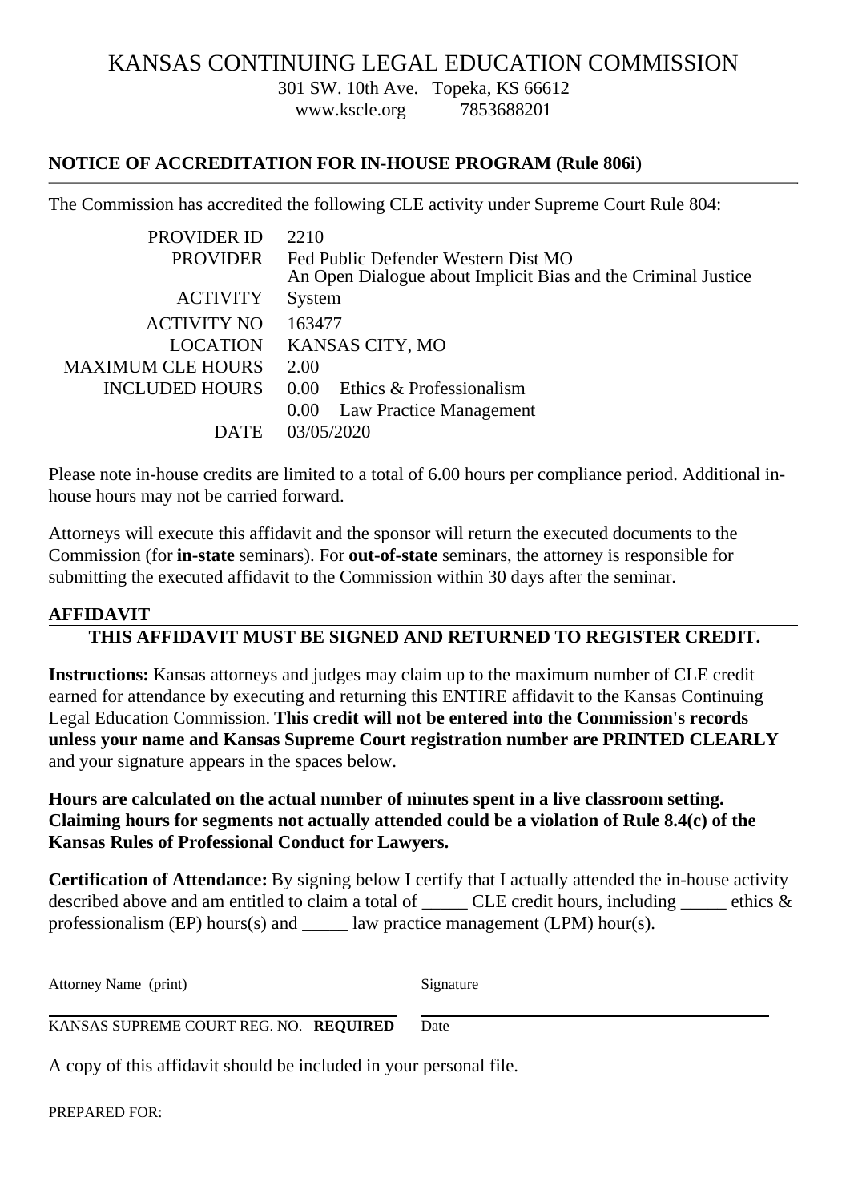# KANSAS CONTINUING LEGAL EDUCATION COMMISSION

301 SW. 10th Ave. Topeka, KS 66612
www.kscle.org 7853688201

## NOTICE OF ACCREDITATION FOR IN-HOUSE PROGRAM (Rule 806i)

The Commission has accredited the following CLE activity under Supreme Court Rule 804:

| | |
|---|---|
| PROVIDER ID | 2210 |
| PROVIDER | Fed Public Defender Western Dist MO |
| ACTIVITY | An Open Dialogue about Implicit Bias and the Criminal Justice System |
| ACTIVITY NO | 163477 |
| LOCATION | KANSAS CITY, MO |
| MAXIMUM CLE HOURS | 2.00 |
| INCLUDED HOURS | 0.00 Ethics & Professionalism |
| | 0.00 Law Practice Management |
| DATE | 03/05/2020 |

Please note in-house credits are limited to a total of 6.00 hours per compliance period. Additional in-house hours may not be carried forward.

Attorneys will execute this affidavit and the sponsor will return the executed documents to the Commission (for **in-state** seminars). For **out-of-state** seminars, the attorney is responsible for submitting the executed affidavit to the Commission within 30 days after the seminar.

### AFFIDAVIT

**THIS AFFIDAVIT MUST BE SIGNED AND RETURNED TO REGISTER CREDIT.**

**Instructions:** Kansas attorneys and judges may claim up to the maximum number of CLE credit earned for attendance by executing and returning this ENTIRE affidavit to the Kansas Continuing Legal Education Commission. **This credit will not be entered into the Commission's records unless your name and Kansas Supreme Court registration number are PRINTED CLEARLY** and your signature appears in the spaces below.

**Hours are calculated on the actual number of minutes spent in a live classroom setting. Claiming hours for segments not actually attended could be a violation of Rule 8.4(c) of the Kansas Rules of Professional Conduct for Lawyers.**

**Certification of Attendance:** By signing below I certify that I actually attended the in-house activity described above and am entitled to claim a total of _____ CLE credit hours, including _____ ethics & professionalism (EP) hours(s) and _____ law practice management (LPM) hour(s).

| | |
|---|---|
| Attorney Name (print) | Signature |
| KANSAS SUPREME COURT REG. NO. **REQUIRED** | Date |

A copy of this affidavit should be included in your personal file.

PREPARED FOR: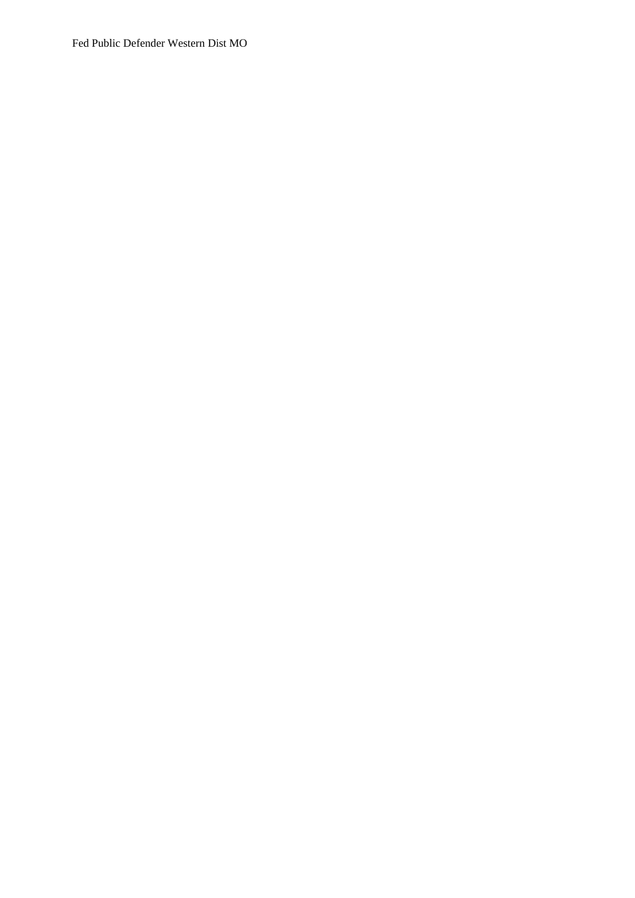Fed Public Defender Western Dist MO